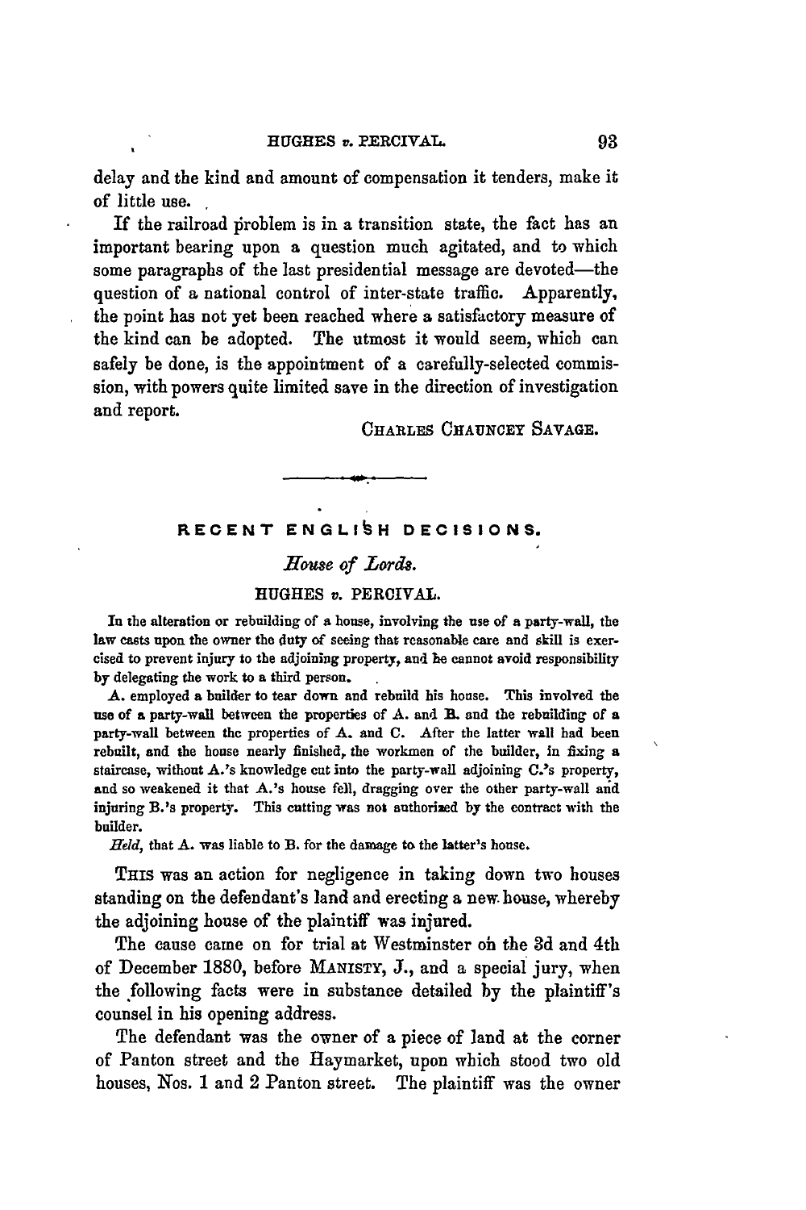delay and the kind and amount of compensation it tenders, make it of little use.

If the railroad problem is in a transition state, the fact has an important bearing upon a question much agitated, and to which some paragraphs of the last presidential message are devoted—the question of a national control of inter-state traffic. Apparently, the point has not yet been reached where a satisfactory measure of the kind can be adopted. The utmost it would seem, which can safely be done, is the appointment of a carefully-selected commission, with powers quite limited save in the direction of investigation and report.

CHARLES CHAUNCEY SAVAGE.

---

## RECENT ENGLISH DECISIONS.

### *House of Lords.*

### HUGHES *v.* PERCIVAL.

In the alteration or rebuilding of a house, involving the use of a party-wall, the law casts upon the owner the duty of seeing that reasonable care and skill is exercised to prevent injury to the adjoining property, and he cannot avoid responsibility by delegating the work to a third person.

A. employed a builder to tear down and rebuild his house. This involved the use of a party-wall between the properties of A. and B. and the rebuilding of a party-wall between the properties of A. and C. After the latter wall had been rebuilt, and the house nearly finished, the workmen of the builder, in fixing a staircase, without A.'s knowledge cut into the party-wall adjoining C.'s property, and so weakened it that A.'s house fell, dragging over the other party-wall and injuring B.'s property. This cutting was not authorized by the contract with the builder.

*Held*, that A. was liable to B. for the damage to the latter's house.

THIS was an action for negligence in taking down two houses standing on the defendant's land and erecting a new house, whereby the adjoining house of the plaintiff was injured.

The cause came on for trial at Westminster on the 3d and 4th of December 1880, before MANISTY, J., and a special jury, when the following facts were in substance detailed by the plaintiff's counsel in his opening address.

The defendant was the owner of a piece of land at the corner of Panton street and the Haymarket, upon which stood two old houses, Nos. 1 and 2 Panton street. The plaintiff was the owner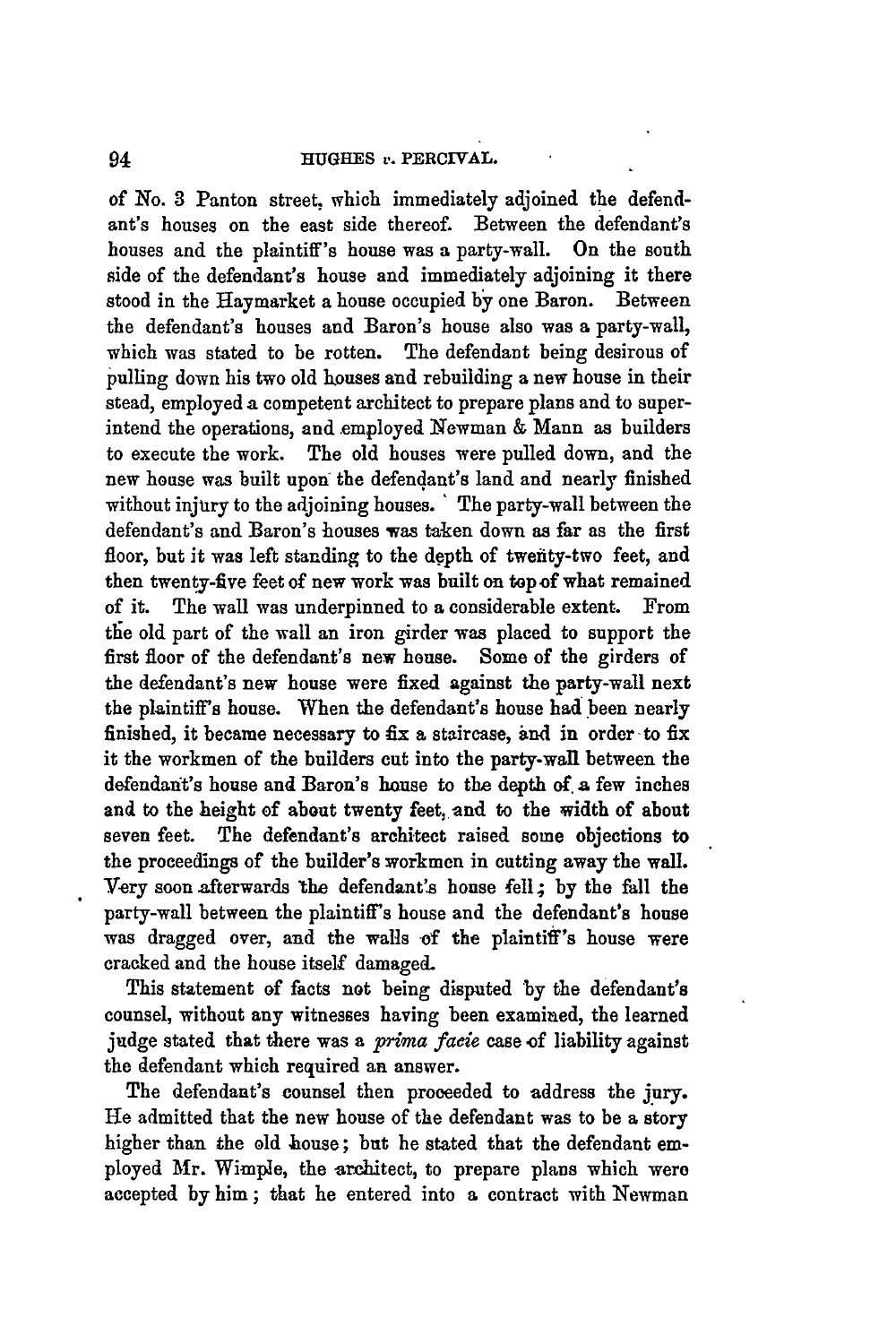of No. 3 Panton street, which immediately adjoined the defendant's houses on the east side thereof. Between the defendant's houses and the plaintiff's house was a party-wall. On the south side of the defendant's house and immediately adjoining it there stood in the Haymarket a house occupied by one Baron. Between the defendant's houses and Baron's house also was a party-wall, which was stated to be rotten. The defendant being desirous of pulling down his two old houses and rebuilding a new house in their stead, employed a competent architect to prepare plans and to superintend the operations, and employed Newman & Mann as builders to execute the work. The old houses were pulled down, and the new house was built upon the defendant's land and nearly finished without injury to the adjoining houses. The party-wall between the defendant's and Baron's houses was taken down as far as the first floor, but it was left standing to the depth of twenty-two feet, and then twenty-five feet of new work was built on top of what remained of it. The wall was underpinned to a considerable extent. From the old part of the wall an iron girder was placed to support the first floor of the defendant's new house. Some of the girders of the defendant's new house were fixed against the party-wall next the plaintiff's house. When the defendant's house had been nearly finished, it became necessary to fix a staircase, and in order to fix it the workmen of the builders cut into the party-wall between the defendant's house and Baron's house to the depth of a few inches and to the height of about twenty feet, and to the width of about seven feet. The defendant's architect raised some objections to the proceedings of the builder's workmen in cutting away the wall. Very soon afterwards the defendant's house fell; by the fall the party-wall between the plaintiff's house and the defendant's house was dragged over, and the walls of the plaintiff's house were cracked and the house itself damaged.

This statement of facts not being disputed by the defendant's counsel, without any witnesses having been examined, the learned judge stated that there was a *prima facie* case of liability against the defendant which required an answer.

The defendant's counsel then proceeded to address the jury. He admitted that the new house of the defendant was to be a story higher than the old house; but he stated that the defendant employed Mr. Wimple, the architect, to prepare plans which were accepted by him; that he entered into a contract with Newman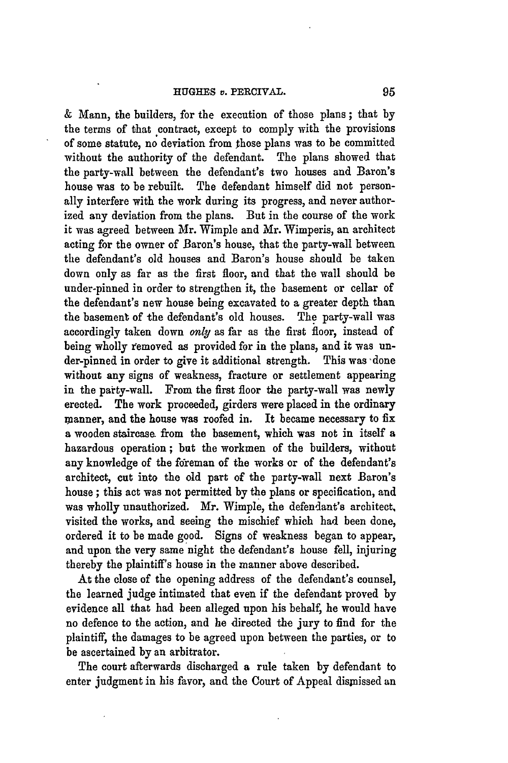& Mann, the builders, for the execution of those plans; that by the terms of that contract, except to comply with the provisions of some statute, no deviation from those plans was to be committed without the authority of the defendant. The plans showed that the party-wall between the defendant's two houses and Baron's house was to be rebuilt. The defendant himself did not personally interfere with the work during its progress, and never authorized any deviation from the plans. But in the course of the work it was agreed between Mr. Wimple and Mr. Wimperis, an architect acting for the owner of Baron's house, that the party-wall between the defendant's old houses and Baron's house should be taken down only as far as the first floor, and that the wall should be under-pinned in order to strengthen it, the basement or cellar of the defendant's new house being excavated to a greater depth than the basement of the defendant's old houses. The party-wall was accordingly taken down *only* as far as the first floor, instead of being wholly removed as provided for in the plans, and it was under-pinned in order to give it additional strength. This was done without any signs of weakness, fracture or settlement appearing in the party-wall. From the first floor the party-wall was newly erected. The work proceeded, girders were placed in the ordinary manner, and the house was roofed in. It became necessary to fix a wooden staircase from the basement, which was not in itself a hazardous operation; but the workmen of the builders, without any knowledge of the foreman of the works or of the defendant's architect, cut into the old part of the party-wall next Baron's house; this act was not permitted by the plans or specification, and was wholly unauthorized. Mr. Wimple, the defendant's architect, visited the works, and seeing the mischief which had been done, ordered it to be made good. Signs of weakness began to appear, and upon the very same night the defendant's house fell, injuring thereby the plaintiff's house in the manner above described.

At the close of the opening address of the defendant's counsel, the learned judge intimated that even if the defendant proved by evidence all that had been alleged upon his behalf, he would have no defence to the action, and he directed the jury to find for the plaintiff, the damages to be agreed upon between the parties, or to be ascertained by an arbitrator.

The court afterwards discharged a rule taken by defendant to enter judgment in his favor, and the Court of Appeal dismissed an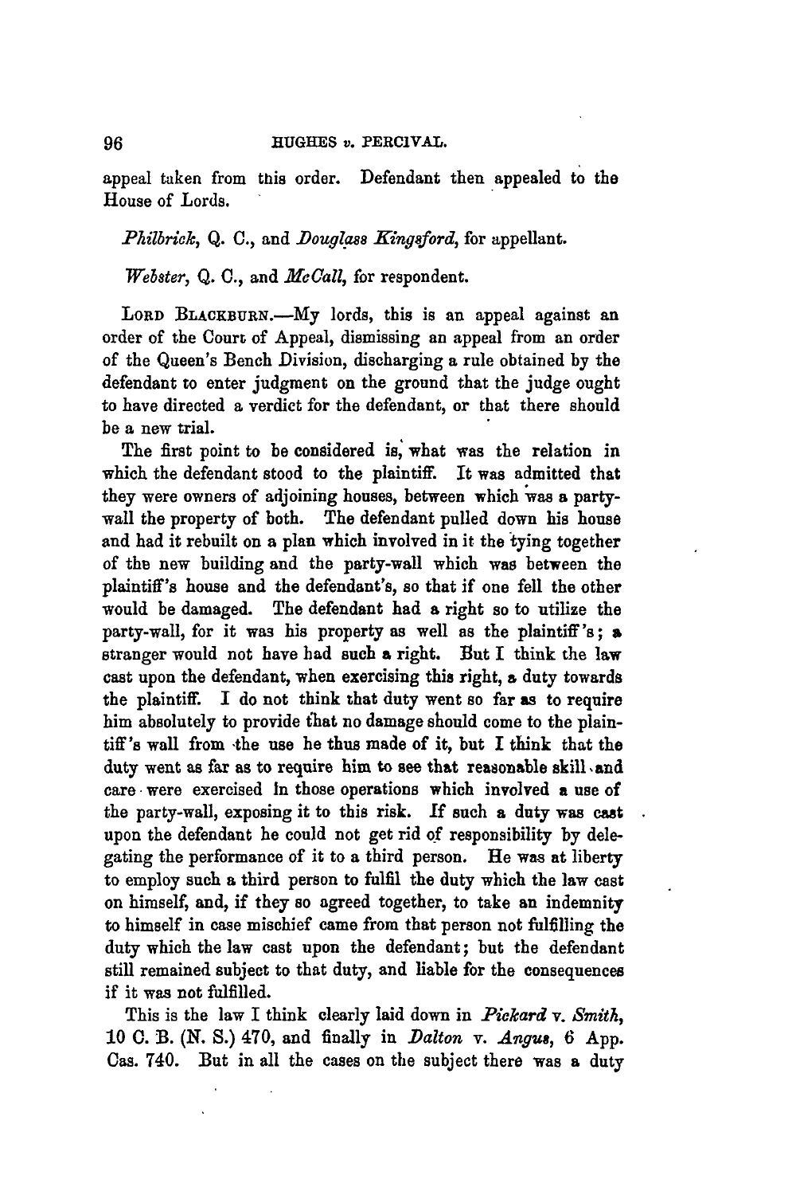appeal taken from this order. Defendant then appealed to the House of Lords.

*Philbrick*, Q. C., and *Douglass Kingsford*, for appellant.

*Webster*, Q. C., and *McCall*, for respondent.

LORD BLACKBURN.—My lords, this is an appeal against an order of the Court of Appeal, dismissing an appeal from an order of the Queen's Bench Division, discharging a rule obtained by the defendant to enter judgment on the ground that the judge ought to have directed a verdict for the defendant, or that there should be a new trial.

The first point to be considered is, what was the relation in which the defendant stood to the plaintiff. It was admitted that they were owners of adjoining houses, between which was a party-wall the property of both. The defendant pulled down his house and had it rebuilt on a plan which involved in it the tying together of the new building and the party-wall which was between the plaintiff's house and the defendant's, so that if one fell the other would be damaged. The defendant had a right so to utilize the party-wall, for it was his property as well as the plaintiff's; a stranger would not have had such a right. But I think the law cast upon the defendant, when exercising this right, a duty towards the plaintiff. I do not think that duty went so far as to require him absolutely to provide that no damage should come to the plaintiff's wall from the use he thus made of it, but I think that the duty went as far as to require him to see that reasonable skill and care were exercised in those operations which involved a use of the party-wall, exposing it to this risk. If such a duty was cast upon the defendant he could not get rid of responsibility by delegating the performance of it to a third person. He was at liberty to employ such a third person to fulfil the duty which the law cast on himself, and, if they so agreed together, to take an indemnity to himself in case mischief came from that person not fulfilling the duty which the law cast upon the defendant; but the defendant still remained subject to that duty, and liable for the consequences if it was not fulfilled.

This is the law I think clearly laid down in *Pickard* v. *Smith*, 10 C. B. (N. S.) 470, and finally in *Dalton* v. *Angus*, 6 App. Cas. 740. But in all the cases on the subject there was a duty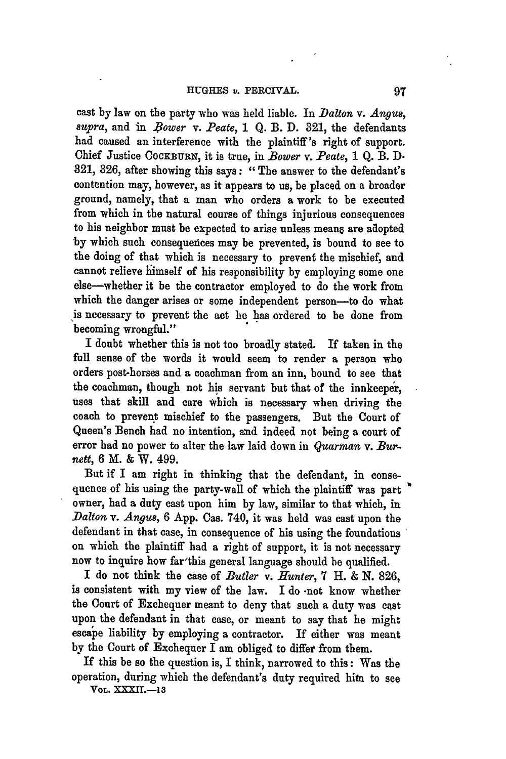cast by law on the party who was held liable. In *Dalton* v. *Angus*, *supra*, and in *Bower* v. *Peate*, 1 Q. B. D. 321, the defendants had caused an interference with the plaintiff's right of support. Chief Justice COCKBURN, it is true, in *Bower* v. *Peate*, 1 Q. B. D. 321, 326, after showing this says: "The answer to the defendant's contention may, however, as it appears to us, be placed on a broader ground, namely, that a man who orders a work to be executed from which in the natural course of things injurious consequences to his neighbor must be expected to arise unless means are adopted by which such consequences may be prevented, is bound to see to the doing of that which is necessary to prevent the mischief, and cannot relieve himself of his responsibility by employing some one else—whether it be the contractor employed to do the work from which the danger arises or some independent person—to do what is necessary to prevent the act he has ordered to be done from becoming wrongful."

I doubt whether this is not too broadly stated. If taken in the full sense of the words it would seem to render a person who orders post-horses and a coachman from an inn, bound to see that the coachman, though not his servant but that of the innkeeper, uses that skill and care which is necessary when driving the coach to prevent mischief to the passengers. But the Court of Queen's Bench had no intention, and indeed not being a court of error had no power to alter the law laid down in *Quarman* v. *Burnett*, 6 M. & W. 499.

But if I am right in thinking that the defendant, in consequence of his using the party-wall of which the plaintiff was part owner, had a duty cast upon him by law, similar to that which, in *Dalton* v. *Angus*, 6 App. Cas. 740, it was held was cast upon the defendant in that case, in consequence of his using the foundations on which the plaintiff had a right of support, it is not necessary now to inquire how far this general language should be qualified.

I do not think the case of *Butler* v. *Hunter*, 7 H. & N. 826, is consistent with my view of the law. I do not know whether the Court of Exchequer meant to deny that such a duty was cast upon the defendant in that case, or meant to say that he might escape liability by employing a contractor. If either was meant by the Court of Exchequer I am obliged to differ from them.

If this be so the question is, I think, narrowed to this: Was the operation, during which the defendant's duty required him to see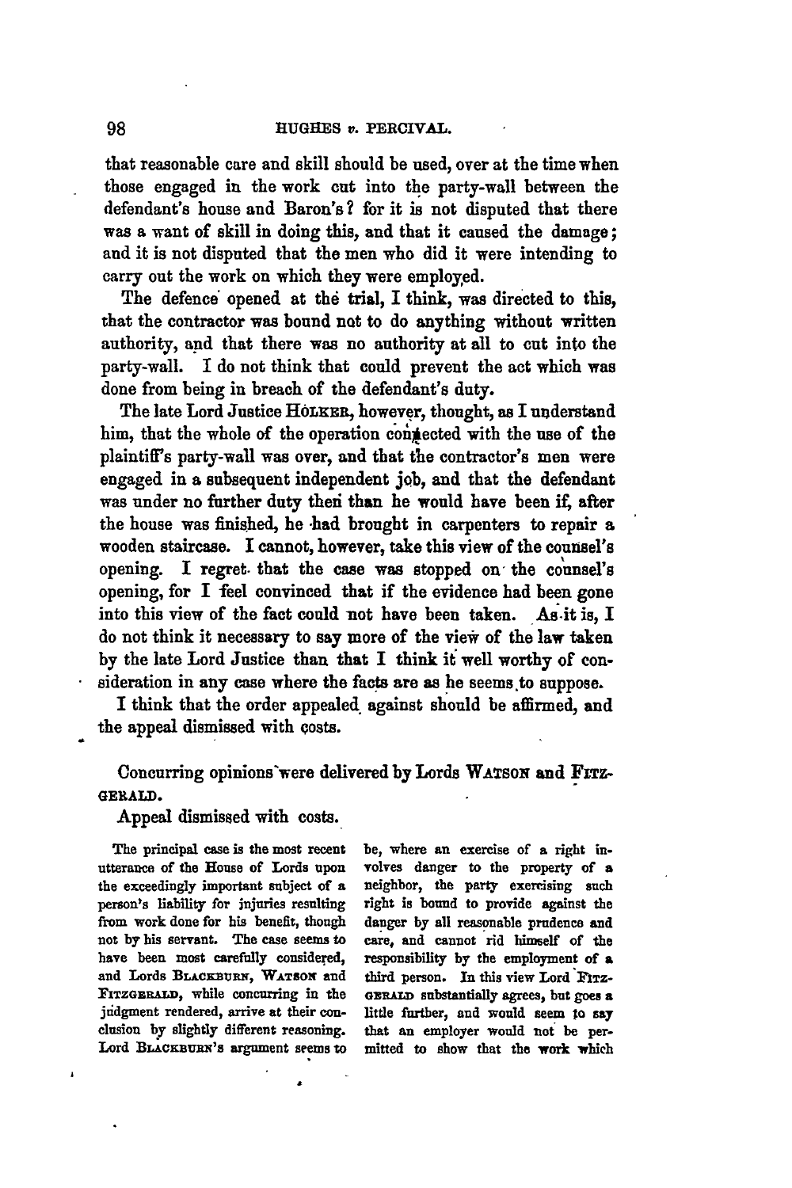that reasonable care and skill should be used, over at the time when those engaged in the work cut into the party-wall between the defendant's house and Baron's? for it is not disputed that there was a want of skill in doing this, and that it caused the damage; and it is not disputed that the men who did it were intending to carry out the work on which they were employed.

The defence opened at the trial, I think, was directed to this, that the contractor was bound not to do anything without written authority, and that there was no authority at all to cut into the party-wall. I do not think that could prevent the act which was done from being in breach of the defendant's duty.

The late Lord Justice HOLKER, however, thought, as I understand him, that the whole of the operation connected with the use of the plaintiff's party-wall was over, and that the contractor's men were engaged in a subsequent independent job, and that the defendant was under no further duty then than he would have been if, after the house was finished, he had brought in carpenters to repair a wooden staircase. I cannot, however, take this view of the counsel's opening. I regret that the case was stopped on the counsel's opening, for I feel convinced that if the evidence had been gone into this view of the fact could not have been taken. As it is, I do not think it necessary to say more of the view of the law taken by the late Lord Justice than that I think it well worthy of consideration in any case where the facts are as he seems to suppose.

I think that the order appealed against should be affirmed, and the appeal dismissed with costs.

Concurring opinions were delivered by Lords WATSON and FITZGERALD.

Appeal dismissed with costs.

The principal case is the most recent utterance of the House of Lords upon the exceedingly important subject of a person's liability for injuries resulting from work done for his benefit, though not by his servant. The case seems to have been most carefully considered, and Lords BLACKBURN, WATSON and FITZGERALD, while concurring in the judgment rendered, arrive at their conclusion by slightly different reasoning. Lord BLACKBURN'S argument seems to be, where an exercise of a right involves danger to the property of a neighbor, the party exercising such right is bound to provide against the danger by all reasonable prudence and care, and cannot rid himself of the responsibility by the employment of a third person. In this view Lord FITZGERALD substantially agrees, but goes a little further, and would seem to say that an employer would not be permitted to show that the work which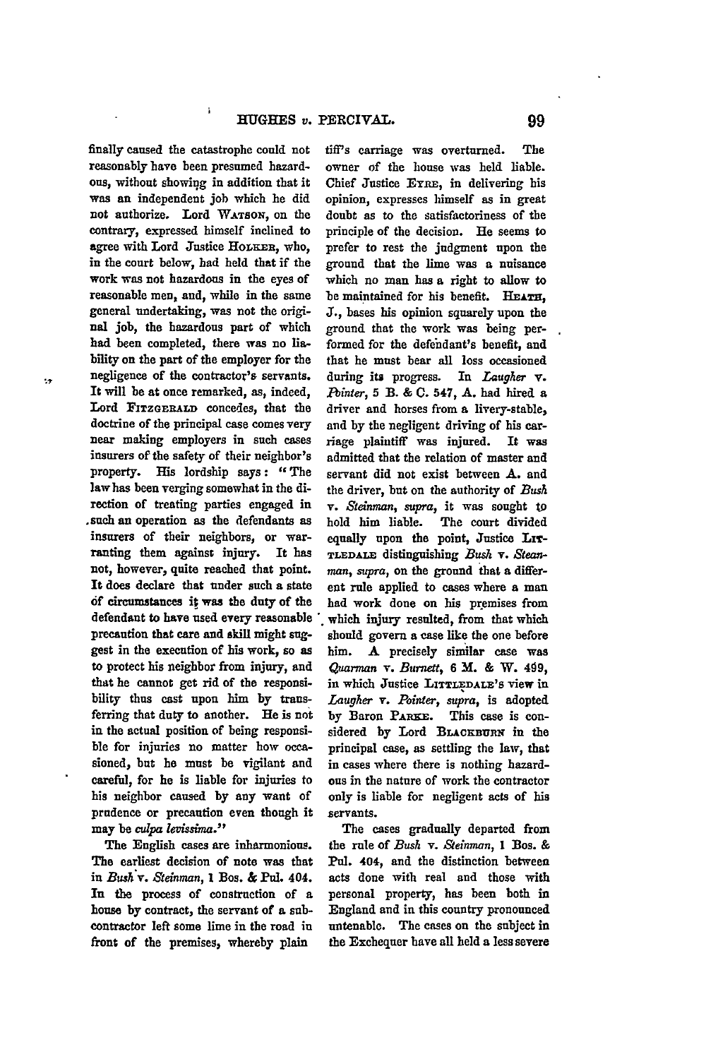finally caused the catastrophe could not reasonably have been presumed hazardous, without showing in addition that it was an independent job which he did not authorize. Lord WATSON, on the contrary, expressed himself inclined to agree with Lord Justice HOLKER, who, in the court below, had held that if the work was not hazardous in the eyes of reasonable men, and, while in the same general undertaking, was not the original job, the hazardous part of which had been completed, there was no liability on the part of the employer for the negligence of the contractor's servants. It will be at once remarked, as, indeed, Lord FITZGERALD concedes, that the doctrine of the principal case comes very near making employers in such cases insurers of the safety of their neighbor's property. His lordship says: "The law has been verging somewhat in the direction of treating parties engaged in such an operation as the defendants as insurers of their neighbors, or warranting them against injury. It has not, however, quite reached that point. It does declare that under such a state of circumstances it was the duty of the defendant to have used every reasonable precaution that care and skill might suggest in the execution of his work, so as to protect his neighbor from injury, and that he cannot get rid of the responsibility thus cast upon him by transferring that duty to another. He is not in the actual position of being responsible for injuries no matter how occasioned, but he must be vigilant and careful, for he is liable for injuries to his neighbor caused by any want of prudence or precaution even though it may be *culpa levissima*."

The English cases are inharmonious. The earliest decision of note was that in *Bush* v. *Steinman*, 1 Bos. & Pul. 404. In the process of construction of a house by contract, the servant of a subcontractor left some lime in the road in front of the premises, whereby plaintiff's carriage was overturned. The owner of the house was held liable. Chief Justice EYRE, in delivering his opinion, expresses himself as in great doubt as to the satisfactoriness of the principle of the decision. He seems to prefer to rest the judgment upon the ground that the lime was a nuisance which no man has a right to allow to be maintained for his benefit. HEATH, J., bases his opinion squarely upon the ground that the work was being performed for the defendant's benefit, and that he must bear all loss occasioned during its progress. In *Laugher* v. *Pointer*, 5 B. & C. 547, A. had hired a driver and horses from a livery-stable, and by the negligent driving of his carriage plaintiff was injured. It was admitted that the relation of master and servant did not exist between A. and the driver, but on the authority of *Bush* v. *Steinman*, *supra*, it was sought to hold him liable. The court divided equally upon the point, Justice LITTLEDALE distinguishing *Bush* v. *Steanman*, *supra*, on the ground that a different rule applied to cases where a man had work done on his premises from which injury resulted, from that which should govern a case like the one before him. A precisely similar case was *Quarman* v. *Burnett*, 6 M. & W. 499, in which Justice LITTLEDALE'S view in *Laugher* v. *Pointer*, *supra*, is adopted by Baron PARKE. This case is considered by Lord BLACKBURN in the principal case, as settling the law, that in cases where there is nothing hazardous in the nature of work the contractor only is liable for negligent acts of his servants.

The cases gradually departed from the rule of *Bush* v. *Steinman*, 1 Bos. & Pul. 404, and the distinction between acts done with real and those with personal property, has been both in England and in this country pronounced untenable. The cases on the subject in the Exchequer have all held a less severe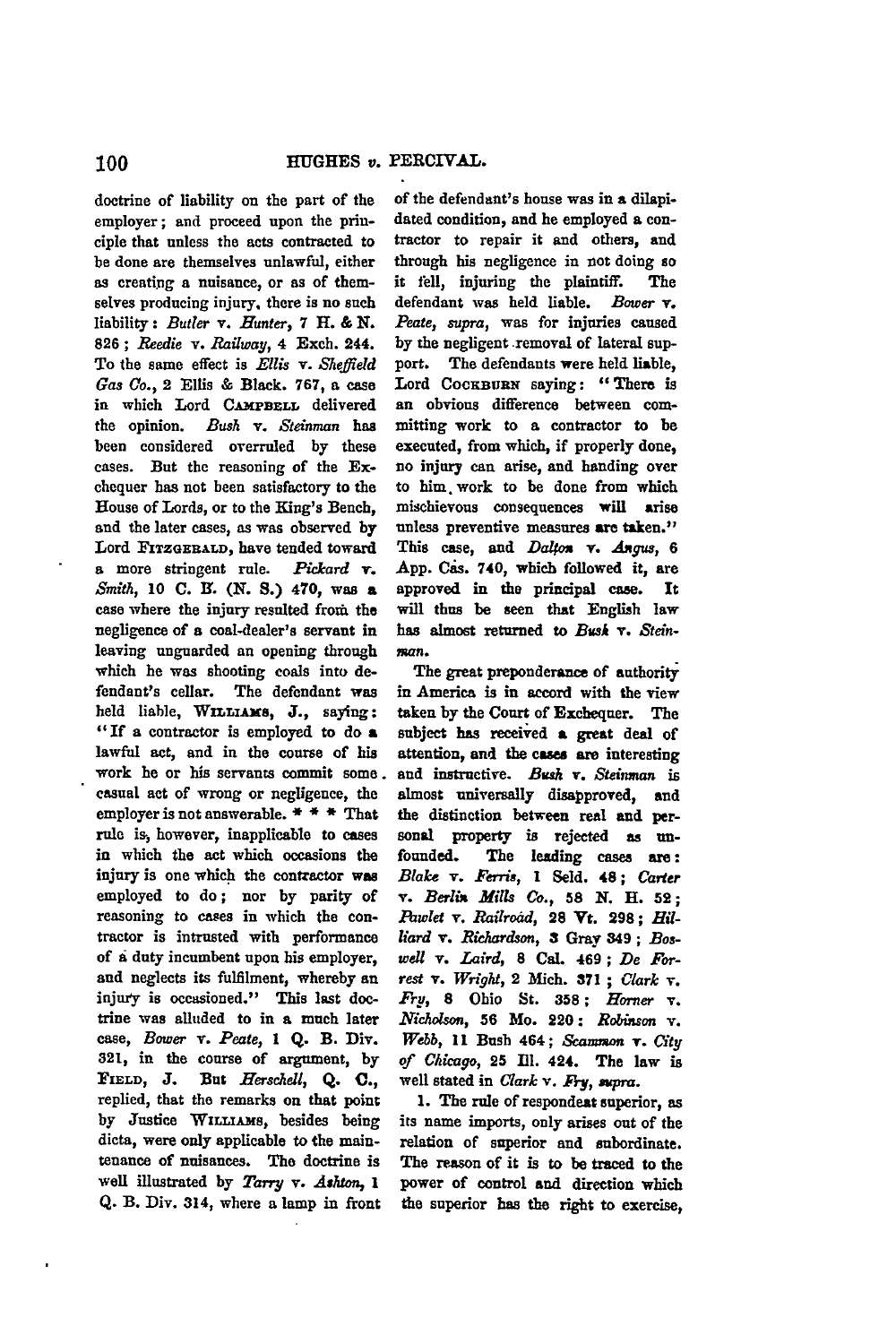doctrine of liability on the part of the employer; and proceed upon the principle that unless the acts contracted to be done are themselves unlawful, either as creating a nuisance, or as of themselves producing injury, there is no such liability: *Butler* v. *Hunter*, 7 H. & N. 826; *Reedie* v. *Railway*, 4 Exch. 244. To the same effect is *Ellis* v. *Sheffield Gas Co.*, 2 Ellis & Black. 767, a case in which Lord CAMPBELL delivered the opinion. *Bush* v. *Steinman* has been considered overruled by these cases. But the reasoning of the Exchequer has not been satisfactory to the House of Lords, or to the King's Bench, and the later cases, as was observed by Lord FITZGERALD, have tended toward a more stringent rule. *Pickard* v. *Smith*, 10 C. B. (N. S.) 470, was a case where the injury resulted from the negligence of a coal-dealer's servant in leaving unguarded an opening through which he was shooting coals into defendant's cellar. The defendant was held liable, WILLIAMS, J., saying: "If a contractor is employed to do a lawful act, and in the course of his work he or his servants commit some casual act of wrong or negligence, the employer is not answerable. * * * That rule is, however, inapplicable to cases in which the act which occasions the injury is one which the contractor was employed to do; nor by parity of reasoning to cases in which the contractor is intrusted with performance of a duty incumbent upon his employer, and neglects its fulfilment, whereby an injury is occasioned." This last doctrine was alluded to in a much later case, *Bower* v. *Peate*, 1 Q. B. Div. 321, in the course of argument, by FIELD, J. But *Herschell*, Q. C., replied, that the remarks on that point by Justice WILLIAMS, besides being dicta, were only applicable to the maintenance of nuisances. The doctrine is well illustrated by *Tarry* v. *Ashton*, 1 Q. B. Div. 314, where a lamp in front of the defendant's house was in a dilapidated condition, and he employed a contractor to repair it and others, and through his negligence in not doing so it fell, injuring the plaintiff. The defendant was held liable. *Bower* v. *Peate*, *supra*, was for injuries caused by the negligent removal of lateral support. The defendants were held liable, Lord COCKBURN saying: "There is an obvious difference between committing work to a contractor to be executed, from which, if properly done, no injury can arise, and handing over to him work to be done from which mischievous consequences will arise unless preventive measures are taken." This case, and *Dalton* v. *Angus*, 6 App. Cas. 740, which followed it, are approved in the principal case. It will thus be seen that English law has almost returned to *Bush* v. *Steinman*.

The great preponderance of authority in America is in accord with the view taken by the Court of Exchequer. The subject has received a great deal of attention, and the cases are interesting and instructive. *Bush* v. *Steinman* is almost universally disapproved, and the distinction between real and personal property is rejected as unfounded. The leading cases are: *Blake* v. *Ferris*, 1 Seld. 48; *Carter* v. *Berlin Mills Co.*, 58 N. H. 52; *Pawlet* v. *Railroad*, 28 Vt. 298; *Hilliard* v. *Richardson*, 3 Gray 349; *Boswell* v. *Laird*, 8 Cal. 469; *De Forrest* v. *Wright*, 2 Mich. 371; *Clark* v. *Fry*, 8 Ohio St. 358; *Horner* v. *Nicholson*, 56 Mo. 220; *Robinson* v. *Webb*, 11 Bush 464; *Scammon* v. *City of Chicago*, 25 Ill. 424. The law is well stated in *Clark* v. *Fry*, *supra*.

1. The rule of respondeat superior, as its name imports, only arises out of the relation of superior and subordinate. The reason of it is to be traced to the power of control and direction which the superior has the right to exercise,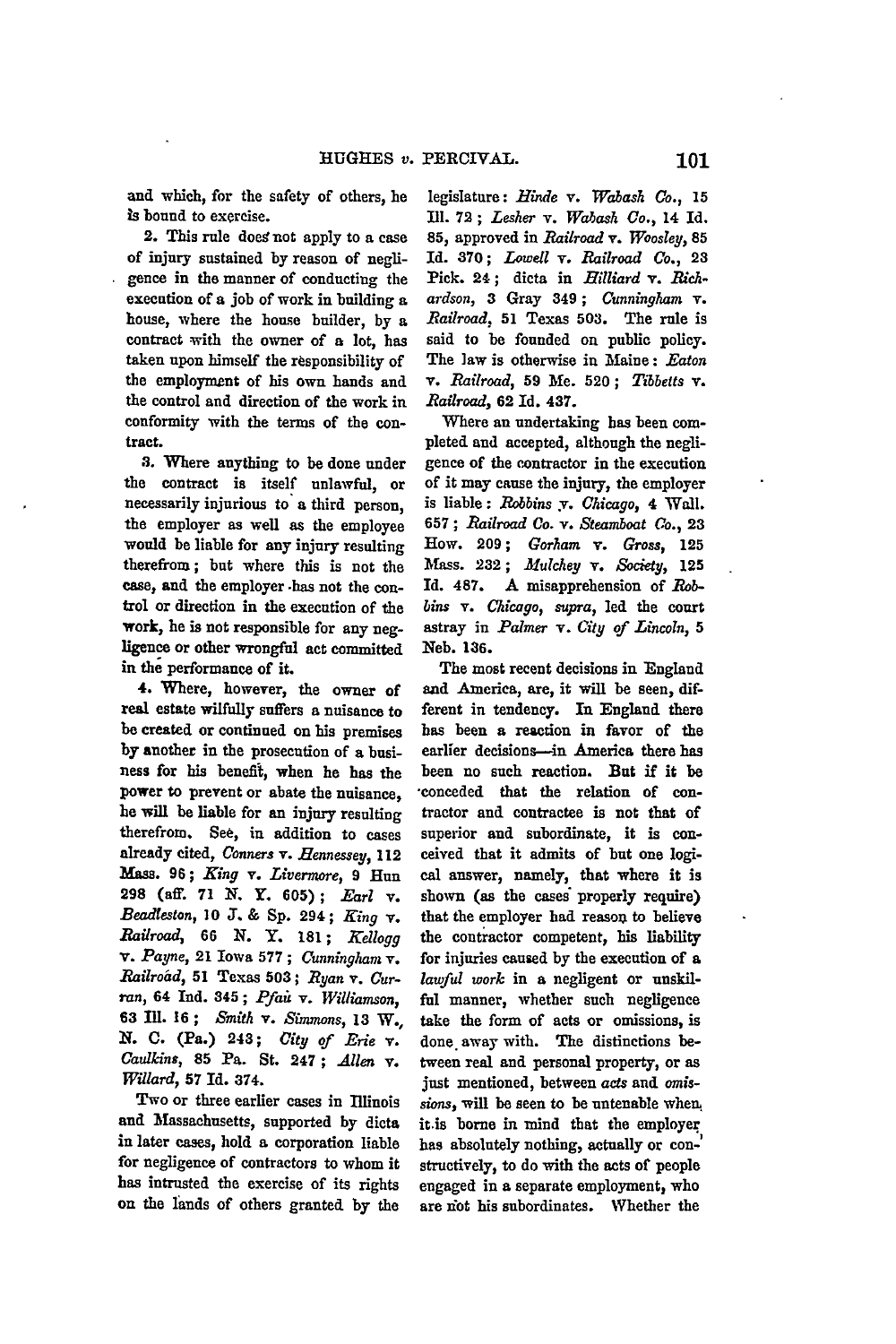and which, for the safety of others, he is bound to exercise.

2. This rule does not apply to a case of injury sustained by reason of negligence in the manner of conducting the execution of a job of work in building a house, where the house builder, by a contract with the owner of a lot, has taken upon himself the responsibility of the employment of his own hands and the control and direction of the work in conformity with the terms of the contract.

3. Where anything to be done under the contract is itself unlawful, or necessarily injurious to a third person, the employer as well as the employee would be liable for any injury resulting therefrom; but where this is not the case, and the employer has not the control or direction in the execution of the work, he is not responsible for any negligence or other wrongful act committed in the performance of it.

4. Where, however, the owner of real estate wilfully suffers a nuisance to be created or continued on his premises by another in the prosecution of a business for his benefit, when he has the power to prevent or abate the nuisance, he will be liable for an injury resulting therefrom. See, in addition to cases already cited, *Conners* v. *Hennessey*, 112 Mass. 96; *King* v. *Livermore*, 9 Hun 298 (aff. 71 N. Y. 605); *Earl* v. *Beadleston*, 10 J. & Sp. 294; *King* v. *Railroad*, 66 N. Y. 181; *Kellogg* v. *Payne*, 21 Iowa 577; *Cunningham* v. *Railroad*, 51 Texas 503; *Ryan* v. *Curran*, 64 Ind. 345; *Pfau* v. *Williamson*, 63 Ill. 16; *Smith* v. *Simmons*, 13 W. N. C. (Pa.) 243; *City of Erie* v. *Caulkins*, 85 Pa. St. 247; *Allen* v. *Willard*, 57 Id. 374.

Two or three earlier cases in Illinois and Massachusetts, supported by dicta in later cases, hold a corporation liable for negligence of contractors to whom it has intrusted the exercise of its rights on the lands of others granted by the legislature: *Hinde* v. *Wabash Co.*, 15 Ill. 72; *Lesher* v. *Wabash Co.*, 14 Id. 85, approved in *Railroad* v. *Woosley*, 85 Id. 370; *Lowell* v. *Railroad Co.*, 23 Pick. 24; dicta in *Hilliard* v. *Richardson*, 3 Gray 349; *Cunningham* v. *Railroad*, 51 Texas 503. The rule is said to be founded on public policy. The law is otherwise in Maine: *Eaton* v. *Railroad*, 59 Me. 520; *Tibbetts* v. *Railroad*, 62 Id. 437.

Where an undertaking has been completed and accepted, although the negligence of the contractor in the execution of it may cause the injury, the employer is liable: *Robbins* v. *Chicago*, 4 Wall. 657; *Railroad Co.* v. *Steamboat Co.*, 23 How. 209; *Gorham* v. *Gross*, 125 Mass. 232; *Mulchey* v. *Society*, 125 Id. 487. A misapprehension of *Robbins* v. *Chicago*, *supra*, led the court astray in *Palmer* v. *City of Lincoln*, 5 Neb. 136.

The most recent decisions in England and America, are, it will be seen, different in tendency. In England there has been a reaction in favor of the earlier decisions—in America there has been no such reaction. But if it be conceded that the relation of contractor and contractee is not that of superior and subordinate, it is conceived that it admits of but one logical answer, namely, that where it is shown (as the cases properly require) that the employer had reason to believe the contractor competent, his liability for injuries caused by the execution of a *lawful work* in a negligent or unskilful manner, whether such negligence take the form of acts or omissions, is done away with. The distinctions between real and personal property, or as just mentioned, between *acts* and *omissions*, will be seen to be untenable when it is borne in mind that the employer has absolutely nothing, actually or constructively, to do with the acts of people engaged in a separate employment, who are not his subordinates. Whether the